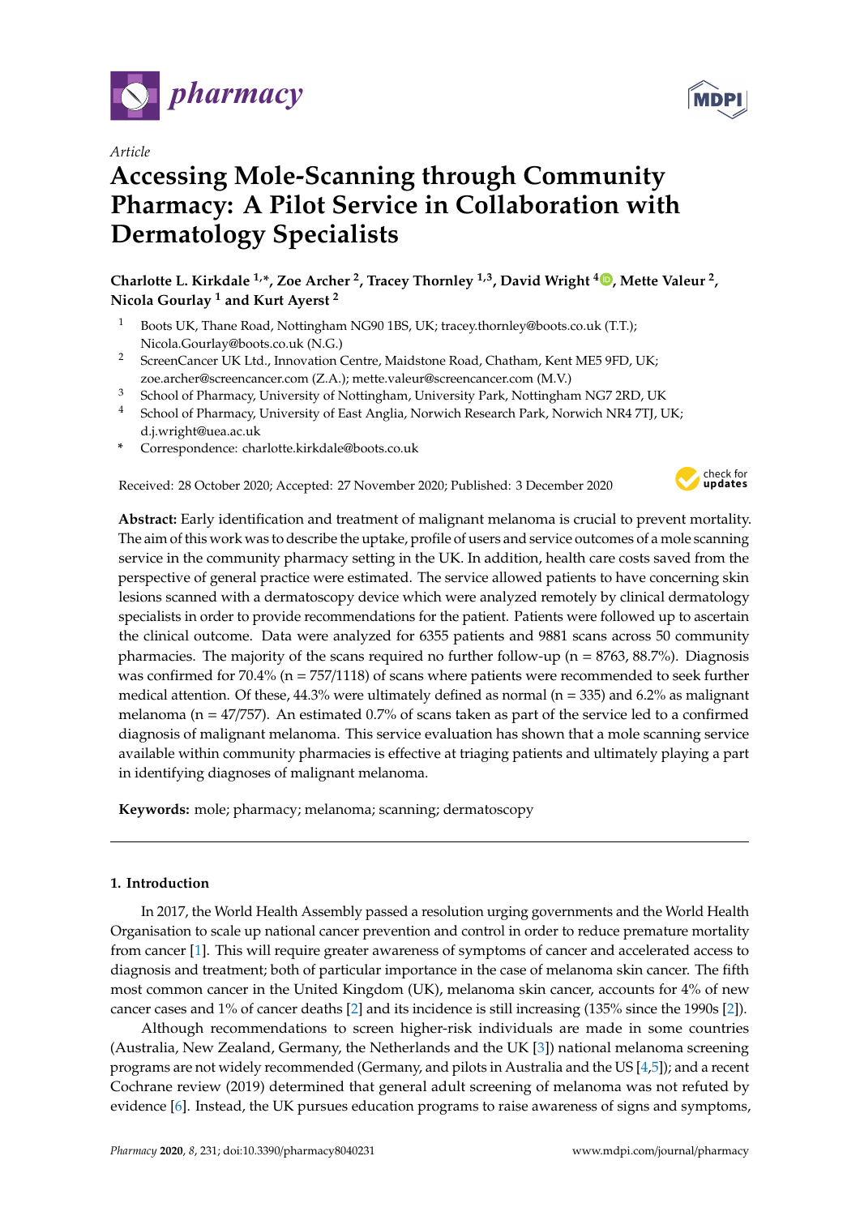*Article*

# Accessing Mole-Scanning through Community Pharmacy: A Pilot Service in Collaboration with Dermatology Specialists

**Charlotte L. Kirkdale [1,*], Zoe Archer [2], Tracey Thornley [1,3], David Wright [4], Mette Valeur [2], Nicola Gourlay [1] and Kurt Ayerst [2]**

1. Boots UK, Thane Road, Nottingham NG90 1BS, UK; tracey.thornley@boots.co.uk (T.T.); Nicola.Gourlay@boots.co.uk (N.G.)
2. ScreenCancer UK Ltd., Innovation Centre, Maidstone Road, Chatham, Kent ME5 9FD, UK; zoe.archer@screencancer.com (Z.A.); mette.valeur@screencancer.com (M.V.)
3. School of Pharmacy, University of Nottingham, University Park, Nottingham NG7 2RD, UK
4. School of Pharmacy, University of East Anglia, Norwich Research Park, Norwich NR4 7TJ, UK; d.j.wright@uea.ac.uk

\* Correspondence: charlotte.kirkdale@boots.co.uk

Received: 28 October 2020; Accepted: 27 November 2020; Published: 3 December 2020

**Abstract:** Early identification and treatment of malignant melanoma is crucial to prevent mortality. The aim of this work was to describe the uptake, profile of users and service outcomes of a mole scanning service in the community pharmacy setting in the UK. In addition, health care costs saved from the perspective of general practice were estimated. The service allowed patients to have concerning skin lesions scanned with a dermatoscopy device which were analyzed remotely by clinical dermatology specialists in order to provide recommendations for the patient. Patients were followed up to ascertain the clinical outcome. Data were analyzed for 6355 patients and 9881 scans across 50 community pharmacies. The majority of the scans required no further follow-up (n = 8763, 88.7%). Diagnosis was confirmed for 70.4% (n = 757/1118) of scans where patients were recommended to seek further medical attention. Of these, 44.3% were ultimately defined as normal (n = 335) and 6.2% as malignant melanoma (n = 47/757). An estimated 0.7% of scans taken as part of the service led to a confirmed diagnosis of malignant melanoma. This service evaluation has shown that a mole scanning service available within community pharmacies is effective at triaging patients and ultimately playing a part in identifying diagnoses of malignant melanoma.

**Keywords:** mole; pharmacy; melanoma; scanning; dermatoscopy

## 1. Introduction

In 2017, the World Health Assembly passed a resolution urging governments and the World Health Organisation to scale up national cancer prevention and control in order to reduce premature mortality from cancer [1]. This will require greater awareness of symptoms of cancer and accelerated access to diagnosis and treatment; both of particular importance in the case of melanoma skin cancer. The fifth most common cancer in the United Kingdom (UK), melanoma skin cancer, accounts for 4% of new cancer cases and 1% of cancer deaths [2] and its incidence is still increasing (135% since the 1990s [2]).

Although recommendations to screen higher-risk individuals are made in some countries (Australia, New Zealand, Germany, the Netherlands and the UK [3]) national melanoma screening programs are not widely recommended (Germany, and pilots in Australia and the US [4,5]); and a recent Cochrane review (2019) determined that general adult screening of melanoma was not refuted by evidence [6]. Instead, the UK pursues education programs to raise awareness of signs and symptoms,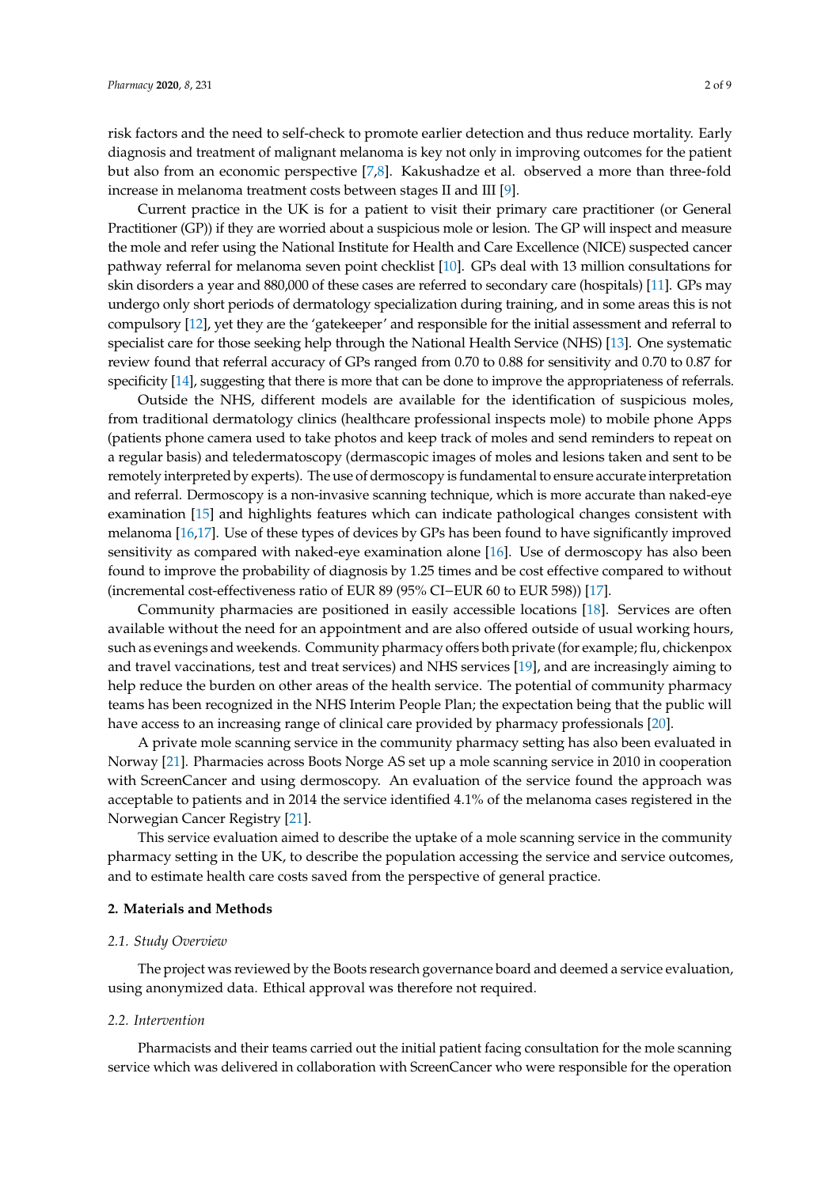risk factors and the need to self-check to promote earlier detection and thus reduce mortality. Early diagnosis and treatment of malignant melanoma is key not only in improving outcomes for the patient but also from an economic perspective [7,8]. Kakushadze et al. observed a more than three-fold increase in melanoma treatment costs between stages II and III [9].

Current practice in the UK is for a patient to visit their primary care practitioner (or General Practitioner (GP)) if they are worried about a suspicious mole or lesion. The GP will inspect and measure the mole and refer using the National Institute for Health and Care Excellence (NICE) suspected cancer pathway referral for melanoma seven point checklist [10]. GPs deal with 13 million consultations for skin disorders a year and 880,000 of these cases are referred to secondary care (hospitals) [11]. GPs may undergo only short periods of dermatology specialization during training, and in some areas this is not compulsory [12], yet they are the 'gatekeeper' and responsible for the initial assessment and referral to specialist care for those seeking help through the National Health Service (NHS) [13]. One systematic review found that referral accuracy of GPs ranged from 0.70 to 0.88 for sensitivity and 0.70 to 0.87 for specificity [14], suggesting that there is more that can be done to improve the appropriateness of referrals.

Outside the NHS, different models are available for the identification of suspicious moles, from traditional dermatology clinics (healthcare professional inspects mole) to mobile phone Apps (patients phone camera used to take photos and keep track of moles and send reminders to repeat on a regular basis) and teledermatoscopy (dermascopic images of moles and lesions taken and sent to be remotely interpreted by experts). The use of dermoscopy is fundamental to ensure accurate interpretation and referral. Dermoscopy is a non-invasive scanning technique, which is more accurate than naked-eye examination [15] and highlights features which can indicate pathological changes consistent with melanoma [16,17]. Use of these types of devices by GPs has been found to have significantly improved sensitivity as compared with naked-eye examination alone [16]. Use of dermoscopy has also been found to improve the probability of diagnosis by 1.25 times and be cost effective compared to without (incremental cost-effectiveness ratio of EUR 89 (95% CI−EUR 60 to EUR 598)) [17].

Community pharmacies are positioned in easily accessible locations [18]. Services are often available without the need for an appointment and are also offered outside of usual working hours, such as evenings and weekends. Community pharmacy offers both private (for example; flu, chickenpox and travel vaccinations, test and treat services) and NHS services [19], and are increasingly aiming to help reduce the burden on other areas of the health service. The potential of community pharmacy teams has been recognized in the NHS Interim People Plan; the expectation being that the public will have access to an increasing range of clinical care provided by pharmacy professionals [20].

A private mole scanning service in the community pharmacy setting has also been evaluated in Norway [21]. Pharmacies across Boots Norge AS set up a mole scanning service in 2010 in cooperation with ScreenCancer and using dermoscopy. An evaluation of the service found the approach was acceptable to patients and in 2014 the service identified 4.1% of the melanoma cases registered in the Norwegian Cancer Registry [21].

This service evaluation aimed to describe the uptake of a mole scanning service in the community pharmacy setting in the UK, to describe the population accessing the service and service outcomes, and to estimate health care costs saved from the perspective of general practice.

## 2. Materials and Methods

### 2.1. Study Overview

The project was reviewed by the Boots research governance board and deemed a service evaluation, using anonymized data. Ethical approval was therefore not required.

### 2.2. Intervention

Pharmacists and their teams carried out the initial patient facing consultation for the mole scanning service which was delivered in collaboration with ScreenCancer who were responsible for the operation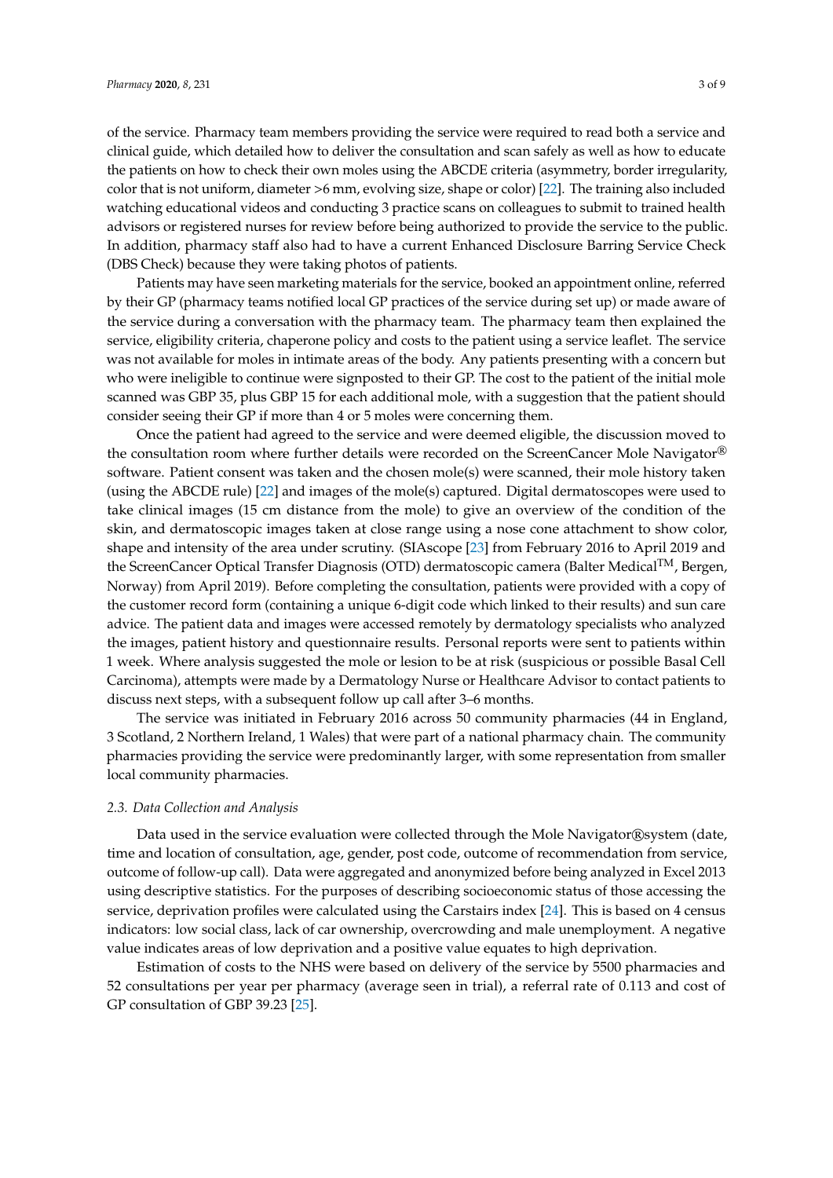of the service. Pharmacy team members providing the service were required to read both a service and clinical guide, which detailed how to deliver the consultation and scan safely as well as how to educate the patients on how to check their own moles using the ABCDE criteria (asymmetry, border irregularity, color that is not uniform, diameter >6 mm, evolving size, shape or color) [22]. The training also included watching educational videos and conducting 3 practice scans on colleagues to submit to trained health advisors or registered nurses for review before being authorized to provide the service to the public. In addition, pharmacy staff also had to have a current Enhanced Disclosure Barring Service Check (DBS Check) because they were taking photos of patients.

Patients may have seen marketing materials for the service, booked an appointment online, referred by their GP (pharmacy teams notified local GP practices of the service during set up) or made aware of the service during a conversation with the pharmacy team. The pharmacy team then explained the service, eligibility criteria, chaperone policy and costs to the patient using a service leaflet. The service was not available for moles in intimate areas of the body. Any patients presenting with a concern but who were ineligible to continue were signposted to their GP. The cost to the patient of the initial mole scanned was GBP 35, plus GBP 15 for each additional mole, with a suggestion that the patient should consider seeing their GP if more than 4 or 5 moles were concerning them.

Once the patient had agreed to the service and were deemed eligible, the discussion moved to the consultation room where further details were recorded on the ScreenCancer Mole Navigator® software. Patient consent was taken and the chosen mole(s) were scanned, their mole history taken (using the ABCDE rule) [22] and images of the mole(s) captured. Digital dermatoscopes were used to take clinical images (15 cm distance from the mole) to give an overview of the condition of the skin, and dermatoscopic images taken at close range using a nose cone attachment to show color, shape and intensity of the area under scrutiny. (SIAscope [23] from February 2016 to April 2019 and the ScreenCancer Optical Transfer Diagnosis (OTD) dermatoscopic camera (Balter Medical™, Bergen, Norway) from April 2019). Before completing the consultation, patients were provided with a copy of the customer record form (containing a unique 6-digit code which linked to their results) and sun care advice. The patient data and images were accessed remotely by dermatology specialists who analyzed the images, patient history and questionnaire results. Personal reports were sent to patients within 1 week. Where analysis suggested the mole or lesion to be at risk (suspicious or possible Basal Cell Carcinoma), attempts were made by a Dermatology Nurse or Healthcare Advisor to contact patients to discuss next steps, with a subsequent follow up call after 3–6 months.

The service was initiated in February 2016 across 50 community pharmacies (44 in England, 3 Scotland, 2 Northern Ireland, 1 Wales) that were part of a national pharmacy chain. The community pharmacies providing the service were predominantly larger, with some representation from smaller local community pharmacies.

### *2.3. Data Collection and Analysis*

Data used in the service evaluation were collected through the Mole Navigator®system (date, time and location of consultation, age, gender, post code, outcome of recommendation from service, outcome of follow-up call). Data were aggregated and anonymized before being analyzed in Excel 2013 using descriptive statistics. For the purposes of describing socioeconomic status of those accessing the service, deprivation profiles were calculated using the Carstairs index [24]. This is based on 4 census indicators: low social class, lack of car ownership, overcrowding and male unemployment. A negative value indicates areas of low deprivation and a positive value equates to high deprivation.

Estimation of costs to the NHS were based on delivery of the service by 5500 pharmacies and 52 consultations per year per pharmacy (average seen in trial), a referral rate of 0.113 and cost of GP consultation of GBP 39.23 [25].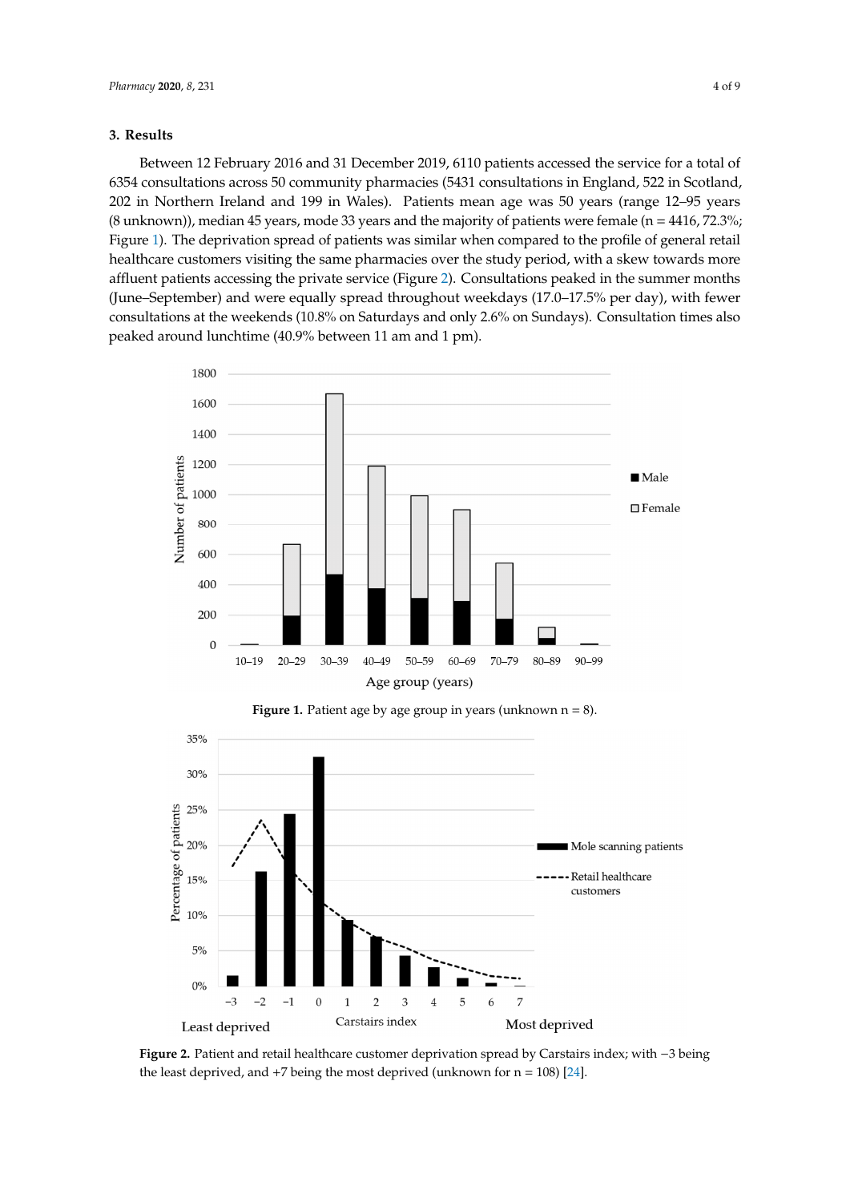## 3. Results

Between 12 February 2016 and 31 December 2019, 6110 patients accessed the service for a total of 6354 consultations across 50 community pharmacies (5431 consultations in England, 522 in Scotland, 202 in Northern Ireland and 199 in Wales). Patients mean age was 50 years (range 12–95 years (8 unknown)), median 45 years, mode 33 years and the majority of patients were female (n = 4416, 72.3%; Figure 1). The deprivation spread of patients was similar when compared to the profile of general retail healthcare customers visiting the same pharmacies over the study period, with a skew towards more affluent patients accessing the private service (Figure 2). Consultations peaked in the summer months (June–September) and were equally spread throughout weekdays (17.0–17.5% per day), with fewer consultations at the weekends (10.8% on Saturdays and only 2.6% on Sundays). Consultation times also peaked around lunchtime (40.9% between 11 am and 1 pm).

**Figure 1.** Patient age by age group in years (unknown n = 8).

**Figure 2.** Patient and retail healthcare customer deprivation spread by Carstairs index; with −3 being the least deprived, and +7 being the most deprived (unknown for n = 108) [24].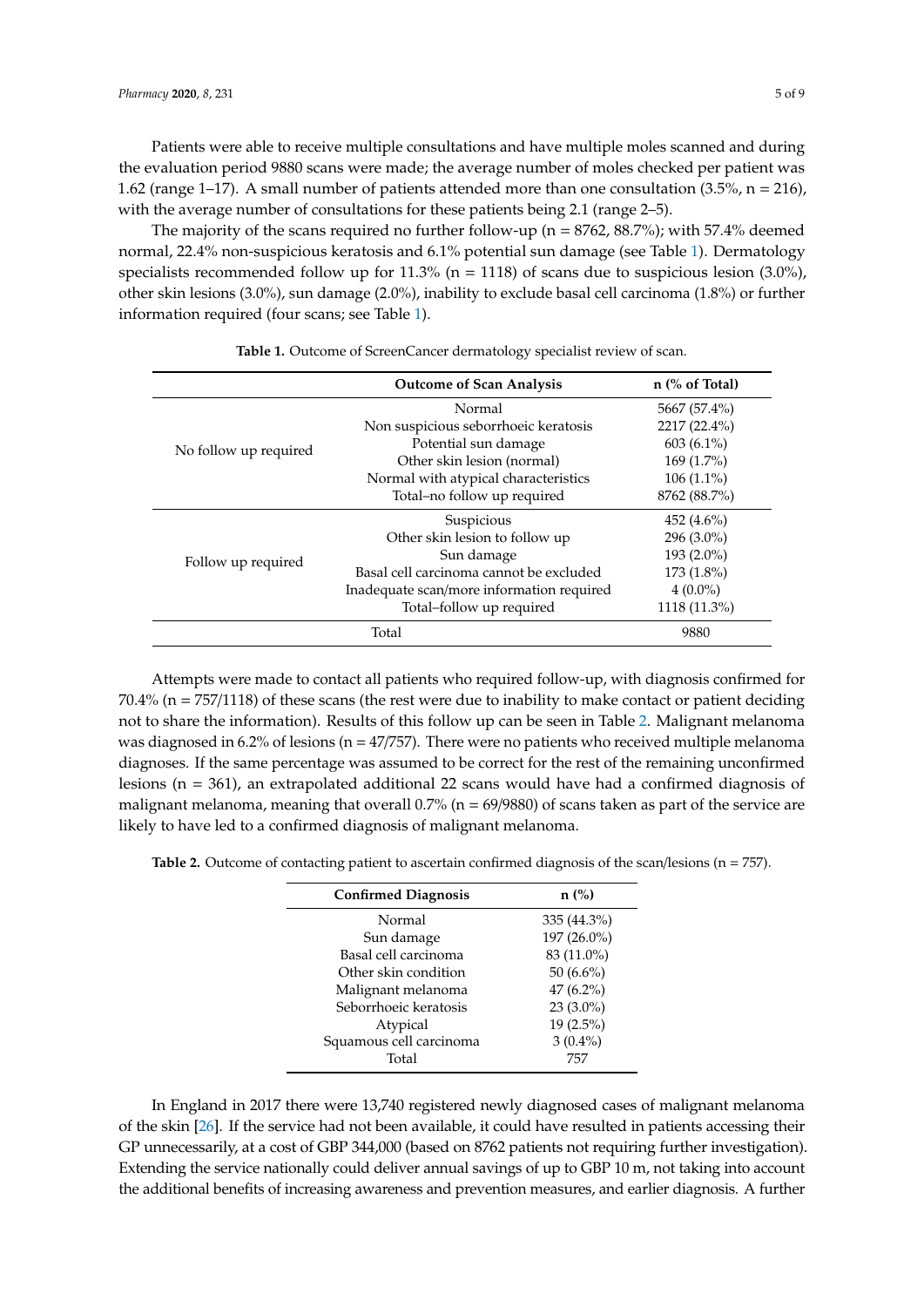Patients were able to receive multiple consultations and have multiple moles scanned and during the evaluation period 9880 scans were made; the average number of moles checked per patient was 1.62 (range 1–17). A small number of patients attended more than one consultation (3.5%, n = 216), with the average number of consultations for these patients being 2.1 (range 2–5).

The majority of the scans required no further follow-up (n = 8762, 88.7%); with 57.4% deemed normal, 22.4% non-suspicious keratosis and 6.1% potential sun damage (see Table 1). Dermatology specialists recommended follow up for 11.3% (n = 1118) of scans due to suspicious lesion (3.0%), other skin lesions (3.0%), sun damage (2.0%), inability to exclude basal cell carcinoma (1.8%) or further information required (four scans; see Table 1).

**Table 1.** Outcome of ScreenCancer dermatology specialist review of scan.

| | Outcome of Scan Analysis | n (% of Total) |
|---|---|---|
| No follow up required | Normal | 5667 (57.4%) |
| | Non suspicious seborrhoeic keratosis | 2217 (22.4%) |
| | Potential sun damage | 603 (6.1%) |
| | Other skin lesion (normal) | 169 (1.7%) |
| | Normal with atypical characteristics | 106 (1.1%) |
| | Total–no follow up required | 8762 (88.7%) |
| Follow up required | Suspicious | 452 (4.6%) |
| | Other skin lesion to follow up | 296 (3.0%) |
| | Sun damage | 193 (2.0%) |
| | Basal cell carcinoma cannot be excluded | 173 (1.8%) |
| | Inadequate scan/more information required | 4 (0.0%) |
| | Total–follow up required | 1118 (11.3%) |
| Total | | 9880 |

Attempts were made to contact all patients who required follow-up, with diagnosis confirmed for 70.4% (n = 757/1118) of these scans (the rest were due to inability to make contact or patient deciding not to share the information). Results of this follow up can be seen in Table 2. Malignant melanoma was diagnosed in 6.2% of lesions (n = 47/757). There were no patients who received multiple melanoma diagnoses. If the same percentage was assumed to be correct for the rest of the remaining unconfirmed lesions (n = 361), an extrapolated additional 22 scans would have had a confirmed diagnosis of malignant melanoma, meaning that overall 0.7% (n = 69/9880) of scans taken as part of the service are likely to have led to a confirmed diagnosis of malignant melanoma.

**Table 2.** Outcome of contacting patient to ascertain confirmed diagnosis of the scan/lesions (n = 757).

| Confirmed Diagnosis | n (%) |
|---|---|
| Normal | 335 (44.3%) |
| Sun damage | 197 (26.0%) |
| Basal cell carcinoma | 83 (11.0%) |
| Other skin condition | 50 (6.6%) |
| Malignant melanoma | 47 (6.2%) |
| Seborrhoeic keratosis | 23 (3.0%) |
| Atypical | 19 (2.5%) |
| Squamous cell carcinoma | 3 (0.4%) |
| Total | 757 |

In England in 2017 there were 13,740 registered newly diagnosed cases of malignant melanoma of the skin [26]. If the service had not been available, it could have resulted in patients accessing their GP unnecessarily, at a cost of GBP 344,000 (based on 8762 patients not requiring further investigation). Extending the service nationally could deliver annual savings of up to GBP 10 m, not taking into account the additional benefits of increasing awareness and prevention measures, and earlier diagnosis. A further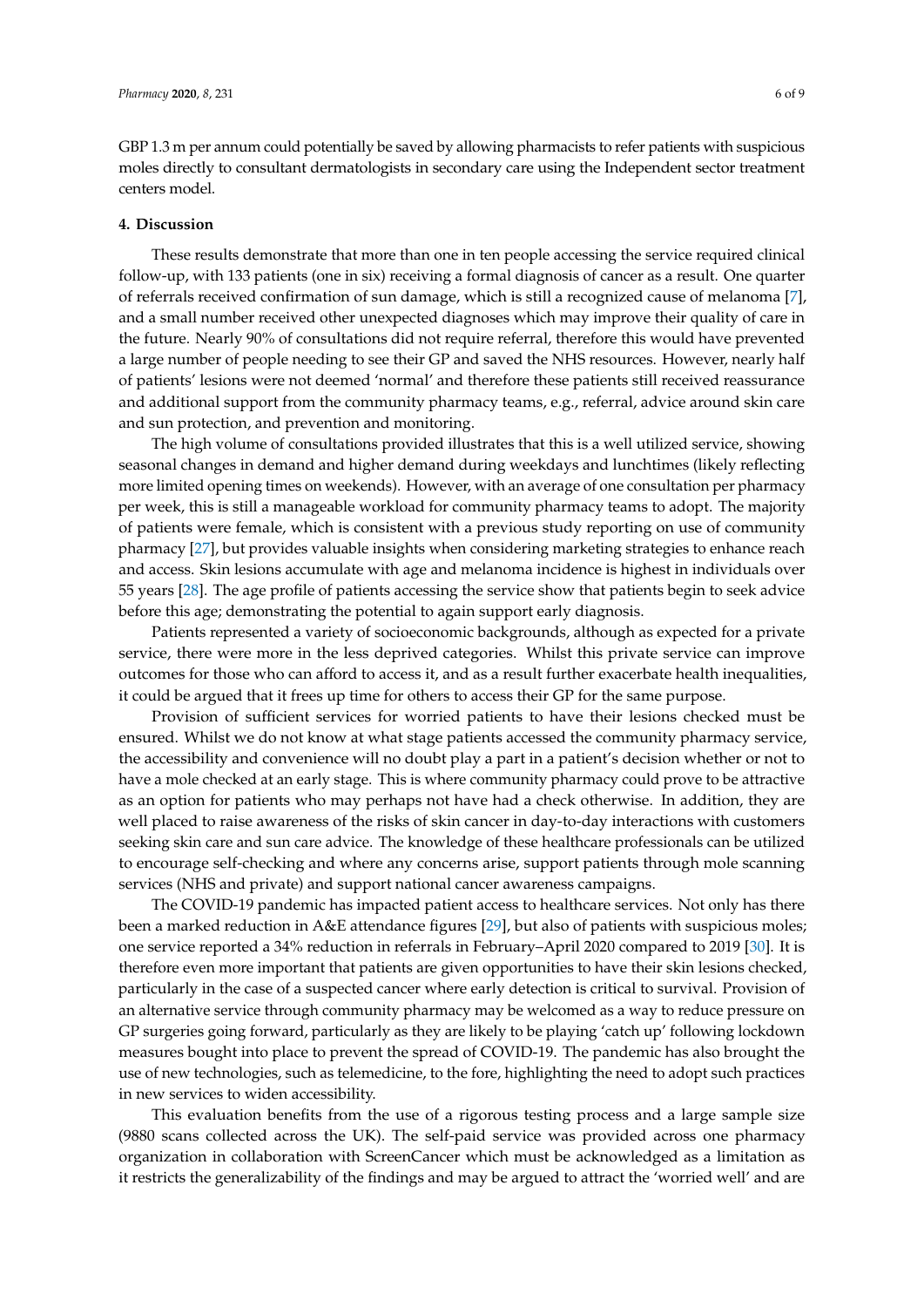GBP 1.3 m per annum could potentially be saved by allowing pharmacists to refer patients with suspicious moles directly to consultant dermatologists in secondary care using the Independent sector treatment centers model.

## 4. Discussion

These results demonstrate that more than one in ten people accessing the service required clinical follow-up, with 133 patients (one in six) receiving a formal diagnosis of cancer as a result. One quarter of referrals received confirmation of sun damage, which is still a recognized cause of melanoma [7], and a small number received other unexpected diagnoses which may improve their quality of care in the future. Nearly 90% of consultations did not require referral, therefore this would have prevented a large number of people needing to see their GP and saved the NHS resources. However, nearly half of patients' lesions were not deemed 'normal' and therefore these patients still received reassurance and additional support from the community pharmacy teams, e.g., referral, advice around skin care and sun protection, and prevention and monitoring.

The high volume of consultations provided illustrates that this is a well utilized service, showing seasonal changes in demand and higher demand during weekdays and lunchtimes (likely reflecting more limited opening times on weekends). However, with an average of one consultation per pharmacy per week, this is still a manageable workload for community pharmacy teams to adopt. The majority of patients were female, which is consistent with a previous study reporting on use of community pharmacy [27], but provides valuable insights when considering marketing strategies to enhance reach and access. Skin lesions accumulate with age and melanoma incidence is highest in individuals over 55 years [28]. The age profile of patients accessing the service show that patients begin to seek advice before this age; demonstrating the potential to again support early diagnosis.

Patients represented a variety of socioeconomic backgrounds, although as expected for a private service, there were more in the less deprived categories. Whilst this private service can improve outcomes for those who can afford to access it, and as a result further exacerbate health inequalities, it could be argued that it frees up time for others to access their GP for the same purpose.

Provision of sufficient services for worried patients to have their lesions checked must be ensured. Whilst we do not know at what stage patients accessed the community pharmacy service, the accessibility and convenience will no doubt play a part in a patient's decision whether or not to have a mole checked at an early stage. This is where community pharmacy could prove to be attractive as an option for patients who may perhaps not have had a check otherwise. In addition, they are well placed to raise awareness of the risks of skin cancer in day-to-day interactions with customers seeking skin care and sun care advice. The knowledge of these healthcare professionals can be utilized to encourage self-checking and where any concerns arise, support patients through mole scanning services (NHS and private) and support national cancer awareness campaigns.

The COVID-19 pandemic has impacted patient access to healthcare services. Not only has there been a marked reduction in A&E attendance figures [29], but also of patients with suspicious moles; one service reported a 34% reduction in referrals in February–April 2020 compared to 2019 [30]. It is therefore even more important that patients are given opportunities to have their skin lesions checked, particularly in the case of a suspected cancer where early detection is critical to survival. Provision of an alternative service through community pharmacy may be welcomed as a way to reduce pressure on GP surgeries going forward, particularly as they are likely to be playing 'catch up' following lockdown measures bought into place to prevent the spread of COVID-19. The pandemic has also brought the use of new technologies, such as telemedicine, to the fore, highlighting the need to adopt such practices in new services to widen accessibility.

This evaluation benefits from the use of a rigorous testing process and a large sample size (9880 scans collected across the UK). The self-paid service was provided across one pharmacy organization in collaboration with ScreenCancer which must be acknowledged as a limitation as it restricts the generalizability of the findings and may be argued to attract the 'worried well' and are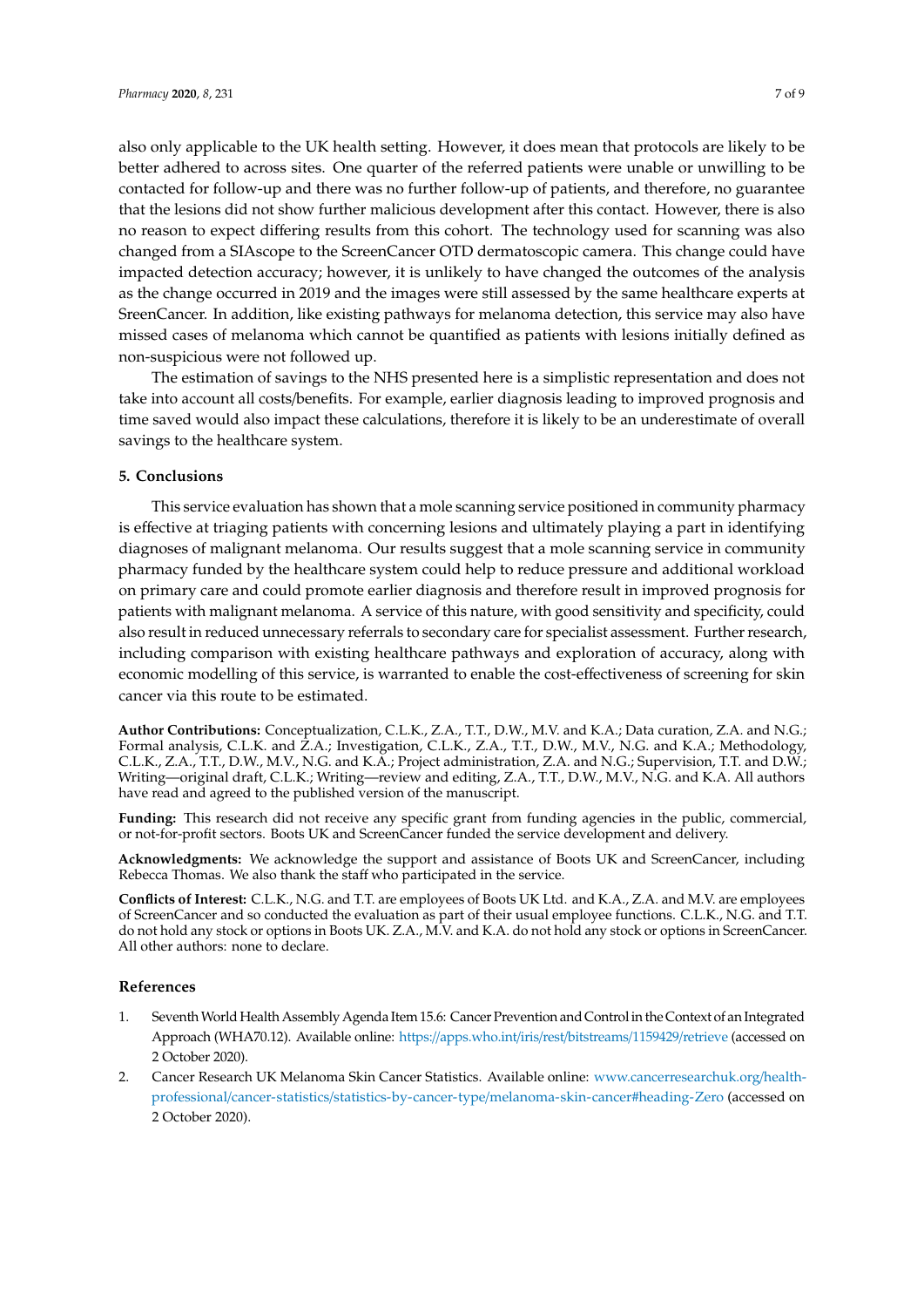also only applicable to the UK health setting. However, it does mean that protocols are likely to be better adhered to across sites. One quarter of the referred patients were unable or unwilling to be contacted for follow-up and there was no further follow-up of patients, and therefore, no guarantee that the lesions did not show further malicious development after this contact. However, there is also no reason to expect differing results from this cohort. The technology used for scanning was also changed from a SIAscope to the ScreenCancer OTD dermatoscopic camera. This change could have impacted detection accuracy; however, it is unlikely to have changed the outcomes of the analysis as the change occurred in 2019 and the images were still assessed by the same healthcare experts at SreenCancer. In addition, like existing pathways for melanoma detection, this service may also have missed cases of melanoma which cannot be quantified as patients with lesions initially defined as non-suspicious were not followed up.

The estimation of savings to the NHS presented here is a simplistic representation and does not take into account all costs/benefits. For example, earlier diagnosis leading to improved prognosis and time saved would also impact these calculations, therefore it is likely to be an underestimate of overall savings to the healthcare system.

## 5. Conclusions

This service evaluation has shown that a mole scanning service positioned in community pharmacy is effective at triaging patients with concerning lesions and ultimately playing a part in identifying diagnoses of malignant melanoma. Our results suggest that a mole scanning service in community pharmacy funded by the healthcare system could help to reduce pressure and additional workload on primary care and could promote earlier diagnosis and therefore result in improved prognosis for patients with malignant melanoma. A service of this nature, with good sensitivity and specificity, could also result in reduced unnecessary referrals to secondary care for specialist assessment. Further research, including comparison with existing healthcare pathways and exploration of accuracy, along with economic modelling of this service, is warranted to enable the cost-effectiveness of screening for skin cancer via this route to be estimated.

**Author Contributions:** Conceptualization, C.L.K., Z.A., T.T., D.W., M.V. and K.A.; Data curation, Z.A. and N.G.; Formal analysis, C.L.K. and Z.A.; Investigation, C.L.K., Z.A., T.T., D.W., M.V., N.G. and K.A.; Methodology, C.L.K., Z.A., T.T., D.W., M.V., N.G. and K.A.; Project administration, Z.A. and N.G.; Supervision, T.T. and D.W.; Writing—original draft, C.L.K.; Writing—review and editing, Z.A., T.T., D.W., M.V., N.G. and K.A. All authors have read and agreed to the published version of the manuscript.

**Funding:** This research did not receive any specific grant from funding agencies in the public, commercial, or not-for-profit sectors. Boots UK and ScreenCancer funded the service development and delivery.

**Acknowledgments:** We acknowledge the support and assistance of Boots UK and ScreenCancer, including Rebecca Thomas. We also thank the staff who participated in the service.

**Conflicts of Interest:** C.L.K., N.G. and T.T. are employees of Boots UK Ltd. and K.A., Z.A. and M.V. are employees of ScreenCancer and so conducted the evaluation as part of their usual employee functions. C.L.K., N.G. and T.T. do not hold any stock or options in Boots UK. Z.A., M.V. and K.A. do not hold any stock or options in ScreenCancer. All other authors: none to declare.

## References

1. Seventh World Health Assembly Agenda Item 15.6: Cancer Prevention and Control in the Context of an Integrated Approach (WHA70.12). Available online: https://apps.who.int/iris/rest/bitstreams/1159429/retrieve (accessed on 2 October 2020).
2. Cancer Research UK Melanoma Skin Cancer Statistics. Available online: www.cancerresearchuk.org/health-professional/cancer-statistics/statistics-by-cancer-type/melanoma-skin-cancer#heading-Zero (accessed on 2 October 2020).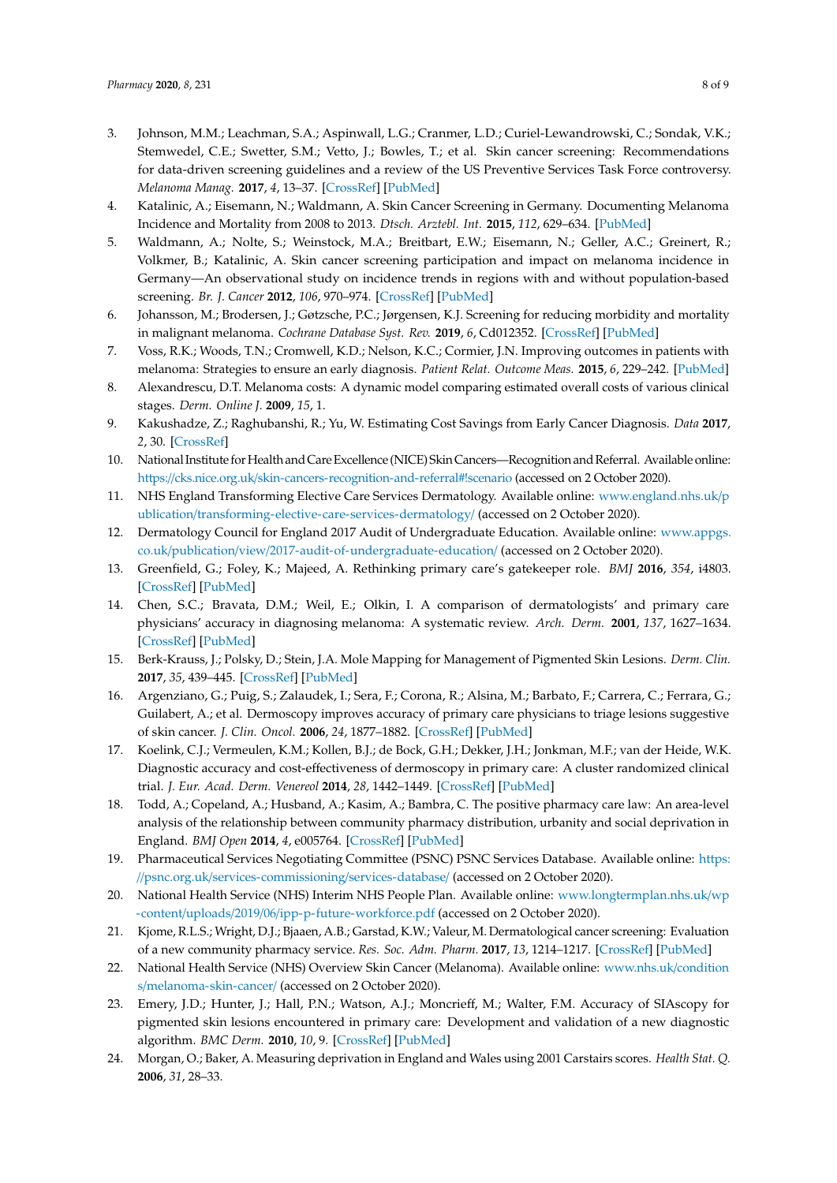3. Johnson, M.M.; Leachman, S.A.; Aspinwall, L.G.; Cranmer, L.D.; Curiel-Lewandrowski, C.; Sondak, V.K.; Stemwedel, C.E.; Swetter, S.M.; Vetto, J.; Bowles, T.; et al. Skin cancer screening: Recommendations for data-driven screening guidelines and a review of the US Preventive Services Task Force controversy. *Melanoma Manag.* **2017**, *4*, 13–37. [CrossRef] [PubMed]
4. Katalinic, A.; Eisemann, N.; Waldmann, A. Skin Cancer Screening in Germany. Documenting Melanoma Incidence and Mortality from 2008 to 2013. *Dtsch. Arztebl. Int.* **2015**, *112*, 629–634. [PubMed]
5. Waldmann, A.; Nolte, S.; Weinstock, M.A.; Breitbart, E.W.; Eisemann, N.; Geller, A.C.; Greinert, R.; Volkmer, B.; Katalinic, A. Skin cancer screening participation and impact on melanoma incidence in Germany—An observational study on incidence trends in regions with and without population-based screening. *Br. J. Cancer* **2012**, *106*, 970–974. [CrossRef] [PubMed]
6. Johansson, M.; Brodersen, J.; Gøtzsche, P.C.; Jørgensen, K.J. Screening for reducing morbidity and mortality in malignant melanoma. *Cochrane Database Syst. Rev.* **2019**, *6*, Cd012352. [CrossRef] [PubMed]
7. Voss, R.K.; Woods, T.N.; Cromwell, K.D.; Nelson, K.C.; Cormier, J.N. Improving outcomes in patients with melanoma: Strategies to ensure an early diagnosis. *Patient Relat. Outcome Meas.* **2015**, *6*, 229–242. [PubMed]
8. Alexandrescu, D.T. Melanoma costs: A dynamic model comparing estimated overall costs of various clinical stages. *Derm. Online J.* **2009**, *15*, 1.
9. Kakushadze, Z.; Raghubanshi, R.; Yu, W. Estimating Cost Savings from Early Cancer Diagnosis. *Data* **2017**, *2*, 30. [CrossRef]
10. National Institute for Health and Care Excellence (NICE) Skin Cancers—Recognition and Referral. Available online: https://cks.nice.org.uk/skin-cancers-recognition-and-referral#!scenario (accessed on 2 October 2020).
11. NHS England Transforming Elective Care Services Dermatology. Available online: www.england.nhs.uk/publication/transforming-elective-care-services-dermatology/ (accessed on 2 October 2020).
12. Dermatology Council for England 2017 Audit of Undergraduate Education. Available online: www.appgs.co.uk/publication/view/2017-audit-of-undergraduate-education/ (accessed on 2 October 2020).
13. Greenfield, G.; Foley, K.; Majeed, A. Rethinking primary care's gatekeeper role. *BMJ* **2016**, *354*, i4803. [CrossRef] [PubMed]
14. Chen, S.C.; Bravata, D.M.; Weil, E.; Olkin, I. A comparison of dermatologists' and primary care physicians' accuracy in diagnosing melanoma: A systematic review. *Arch. Derm.* **2001**, *137*, 1627–1634. [CrossRef] [PubMed]
15. Berk-Krauss, J.; Polsky, D.; Stein, J.A. Mole Mapping for Management of Pigmented Skin Lesions. *Derm. Clin.* **2017**, *35*, 439–445. [CrossRef] [PubMed]
16. Argenziano, G.; Puig, S.; Zalaudek, I.; Sera, F.; Corona, R.; Alsina, M.; Barbato, F.; Carrera, C.; Ferrara, G.; Guilabert, A.; et al. Dermoscopy improves accuracy of primary care physicians to triage lesions suggestive of skin cancer. *J. Clin. Oncol.* **2006**, *24*, 1877–1882. [CrossRef] [PubMed]
17. Koelink, C.J.; Vermeulen, K.M.; Kollen, B.J.; de Bock, G.H.; Dekker, J.H.; Jonkman, M.F.; van der Heide, W.K. Diagnostic accuracy and cost-effectiveness of dermoscopy in primary care: A cluster randomized clinical trial. *J. Eur. Acad. Derm. Venereol* **2014**, *28*, 1442–1449. [CrossRef] [PubMed]
18. Todd, A.; Copeland, A.; Husband, A.; Kasim, A.; Bambra, C. The positive pharmacy care law: An area-level analysis of the relationship between community pharmacy distribution, urbanity and social deprivation in England. *BMJ Open* **2014**, *4*, e005764. [CrossRef] [PubMed]
19. Pharmaceutical Services Negotiating Committee (PSNC) PSNC Services Database. Available online: https://psnc.org.uk/services-commissioning/services-database/ (accessed on 2 October 2020).
20. National Health Service (NHS) Interim NHS People Plan. Available online: www.longtermplan.nhs.uk/wp-content/uploads/2019/06/ipp-p-future-workforce.pdf (accessed on 2 October 2020).
21. Kjome, R.L.S.; Wright, D.J.; Bjaaen, A.B.; Garstad, K.W.; Valeur, M. Dermatological cancer screening: Evaluation of a new community pharmacy service. *Res. Soc. Adm. Pharm.* **2017**, *13*, 1214–1217. [CrossRef] [PubMed]
22. National Health Service (NHS) Overview Skin Cancer (Melanoma). Available online: www.nhs.uk/conditions/melanoma-skin-cancer/ (accessed on 2 October 2020).
23. Emery, J.D.; Hunter, J.; Hall, P.N.; Watson, A.J.; Moncrieff, M.; Walter, F.M. Accuracy of SIAscopy for pigmented skin lesions encountered in primary care: Development and validation of a new diagnostic algorithm. *BMC Derm.* **2010**, *10*, 9. [CrossRef] [PubMed]
24. Morgan, O.; Baker, A. Measuring deprivation in England and Wales using 2001 Carstairs scores. *Health Stat. Q.* **2006**, *31*, 28–33.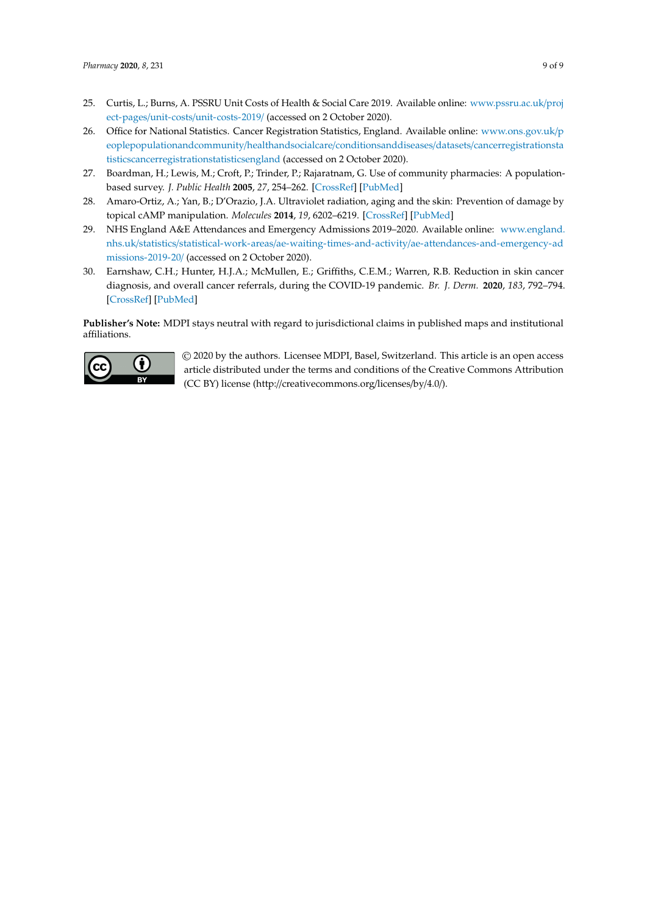25. Curtis, L.; Burns, A. PSSRU Unit Costs of Health & Social Care 2019. Available online: www.pssru.ac.uk/project-pages/unit-costs/unit-costs-2019/ (accessed on 2 October 2020).
26. Office for National Statistics. Cancer Registration Statistics, England. Available online: www.ons.gov.uk/peoplepopulationandcommunity/healthandsocialcare/conditionsanddiseases/datasets/cancerregistrationstatisticscancerregistrationstatisticsengland (accessed on 2 October 2020).
27. Boardman, H.; Lewis, M.; Croft, P.; Trinder, P.; Rajaratnam, G. Use of community pharmacies: A population-based survey. *J. Public Health* **2005**, *27*, 254–262. [CrossRef] [PubMed]
28. Amaro-Ortiz, A.; Yan, B.; D'Orazio, J.A. Ultraviolet radiation, aging and the skin: Prevention of damage by topical cAMP manipulation. *Molecules* **2014**, *19*, 6202–6219. [CrossRef] [PubMed]
29. NHS England A&E Attendances and Emergency Admissions 2019–2020. Available online: www.england.nhs.uk/statistics/statistical-work-areas/ae-waiting-times-and-activity/ae-attendances-and-emergency-admissions-2019-20/ (accessed on 2 October 2020).
30. Earnshaw, C.H.; Hunter, H.J.A.; McMullen, E.; Griffiths, C.E.M.; Warren, R.B. Reduction in skin cancer diagnosis, and overall cancer referrals, during the COVID-19 pandemic. *Br. J. Derm.* **2020**, *183*, 792–794. [CrossRef] [PubMed]

**Publisher's Note:** MDPI stays neutral with regard to jurisdictional claims in published maps and institutional affiliations.

© 2020 by the authors. Licensee MDPI, Basel, Switzerland. This article is an open access article distributed under the terms and conditions of the Creative Commons Attribution (CC BY) license (http://creativecommons.org/licenses/by/4.0/).